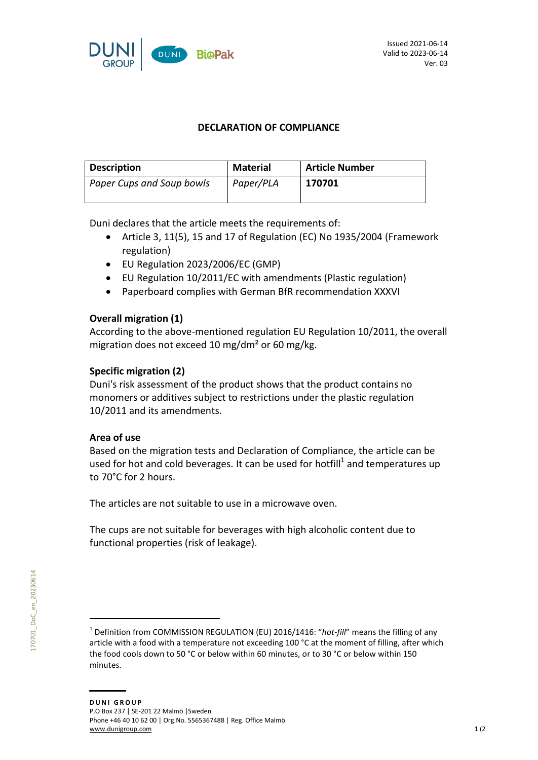Issued 2021-06-14
Valid to 2023-06-14
Ver. 03

# DECLARATION OF COMPLIANCE

| Description | Material | Article Number |
|---|---|---|
| *Paper Cups and Soup bowls* | *Paper/PLA* | **170701** |

Duni declares that the article meets the requirements of:

- Article 3, 11(5), 15 and 17 of Regulation (EC) No 1935/2004 (Framework regulation)
- EU Regulation 2023/2006/EC (GMP)
- EU Regulation 10/2011/EC with amendments (Plastic regulation)
- Paperboard complies with German BfR recommendation XXXVI

**Overall migration (1)**
According to the above-mentioned regulation EU Regulation 10/2011, the overall migration does not exceed 10 mg/dm² or 60 mg/kg.

**Specific migration (2)**
Duni's risk assessment of the product shows that the product contains no monomers or additives subject to restrictions under the plastic regulation 10/2011 and its amendments.

**Area of use**
Based on the migration tests and Declaration of Compliance, the article can be used for hot and cold beverages. It can be used for hotfill[1] and temperatures up to 70°C for 2 hours.

The articles are not suitable to use in a microwave oven.

The cups are not suitable for beverages with high alcoholic content due to functional properties (risk of leakage).

[1] Definition from COMMISSION REGULATION (EU) 2016/1416: "*hot-fill*" means the filling of any article with a food with a temperature not exceeding 100 °C at the moment of filling, after which the food cools down to 50 °C or below within 60 minutes, or to 30 °C or below within 150 minutes.

170701_DoC_en_20230614

**DUNI GROUP**
P.O Box 237 | SE-201 22 Malmö |Sweden
Phone +46 40 10 62 00 | Org.No. 5565367488 | Reg. Office Malmö
www.dunigroup.com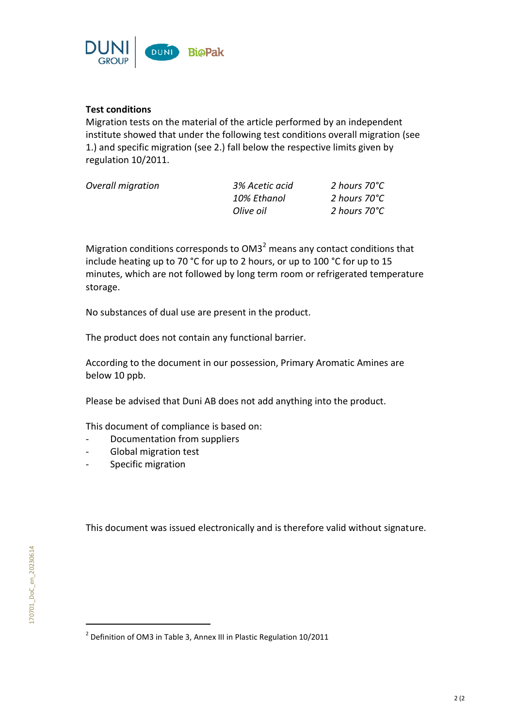**Test conditions**

Migration tests on the material of the article performed by an independent institute showed that under the following test conditions overall migration (see 1.) and specific migration (see 2.) fall below the respective limits given by regulation 10/2011.

| | | |
|---|---|---|
| *Overall migration* | *3% Acetic acid* | *2 hours 70°C* |
| | *10% Ethanol* | *2 hours 70°C* |
| | *Olive oil* | *2 hours 70°C* |

Migration conditions corresponds to OM3[2] means any contact conditions that include heating up to 70 °C for up to 2 hours, or up to 100 °C for up to 15 minutes, which are not followed by long term room or refrigerated temperature storage.

No substances of dual use are present in the product.

The product does not contain any functional barrier.

According to the document in our possession, Primary Aromatic Amines are below 10 ppb.

Please be advised that Duni AB does not add anything into the product.

This document of compliance is based on:

- Documentation from suppliers
- Global migration test
- Specific migration

This document was issued electronically and is therefore valid without signature.

[2] Definition of OM3 in Table 3, Annex III in Plastic Regulation 10/2011